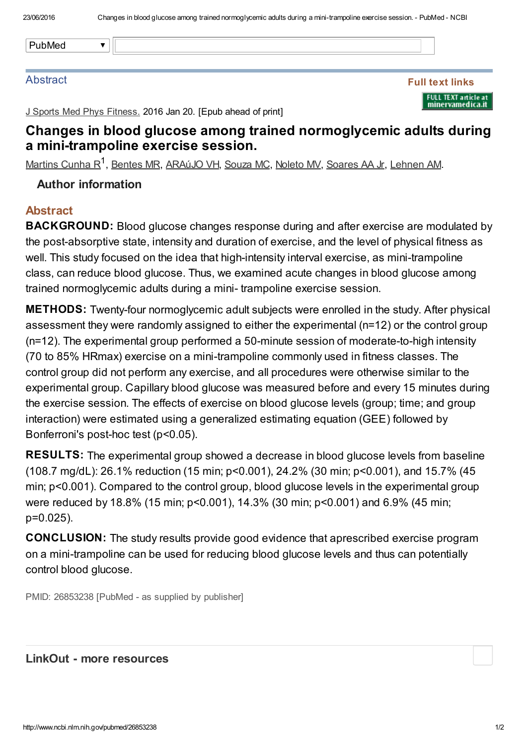Abstract

Full text links

J Sports Med Phys Fitness. 2016 Jan 20. [Epub ahead of print]

# Changes in blood glucose among trained normoglycemic adults during a mini-trampoline exercise session.

Martins Cunha R[1], Bentes MR, ARAúJO VH, Souza MC, Noleto MV, Soares AA Jr, Lehnen AM.

**Author information**

## Abstract

**BACKGROUND:** Blood glucose changes response during and after exercise are modulated by the post-absorptive state, intensity and duration of exercise, and the level of physical fitness as well. This study focused on the idea that high-intensity interval exercise, as mini-trampoline class, can reduce blood glucose. Thus, we examined acute changes in blood glucose among trained normoglycemic adults during a mini- trampoline exercise session.

**METHODS:** Twenty-four normoglycemic adult subjects were enrolled in the study. After physical assessment they were randomly assigned to either the experimental (n=12) or the control group (n=12). The experimental group performed a 50-minute session of moderate-to-high intensity (70 to 85% HRmax) exercise on a mini-trampoline commonly used in fitness classes. The control group did not perform any exercise, and all procedures were otherwise similar to the experimental group. Capillary blood glucose was measured before and every 15 minutes during the exercise session. The effects of exercise on blood glucose levels (group; time; and group interaction) were estimated using a generalized estimating equation (GEE) followed by Bonferroni's post-hoc test ($p<0.05$).

**RESULTS:** The experimental group showed a decrease in blood glucose levels from baseline (108.7 mg/dL): 26.1% reduction (15 min; $p<0.001$), 24.2% (30 min; $p<0.001$), and 15.7% (45 min; $p<0.001$). Compared to the control group, blood glucose levels in the experimental group were reduced by 18.8% (15 min; $p<0.001$), 14.3% (30 min; $p<0.001$) and 6.9% (45 min; $p=0.025$).

**CONCLUSION:** The study results provide good evidence that aprescribed exercise program on a mini-trampoline can be used for reducing blood glucose levels and thus can potentially control blood glucose.

PMID: 26853238 [PubMed - as supplied by publisher]

## LinkOut - more resources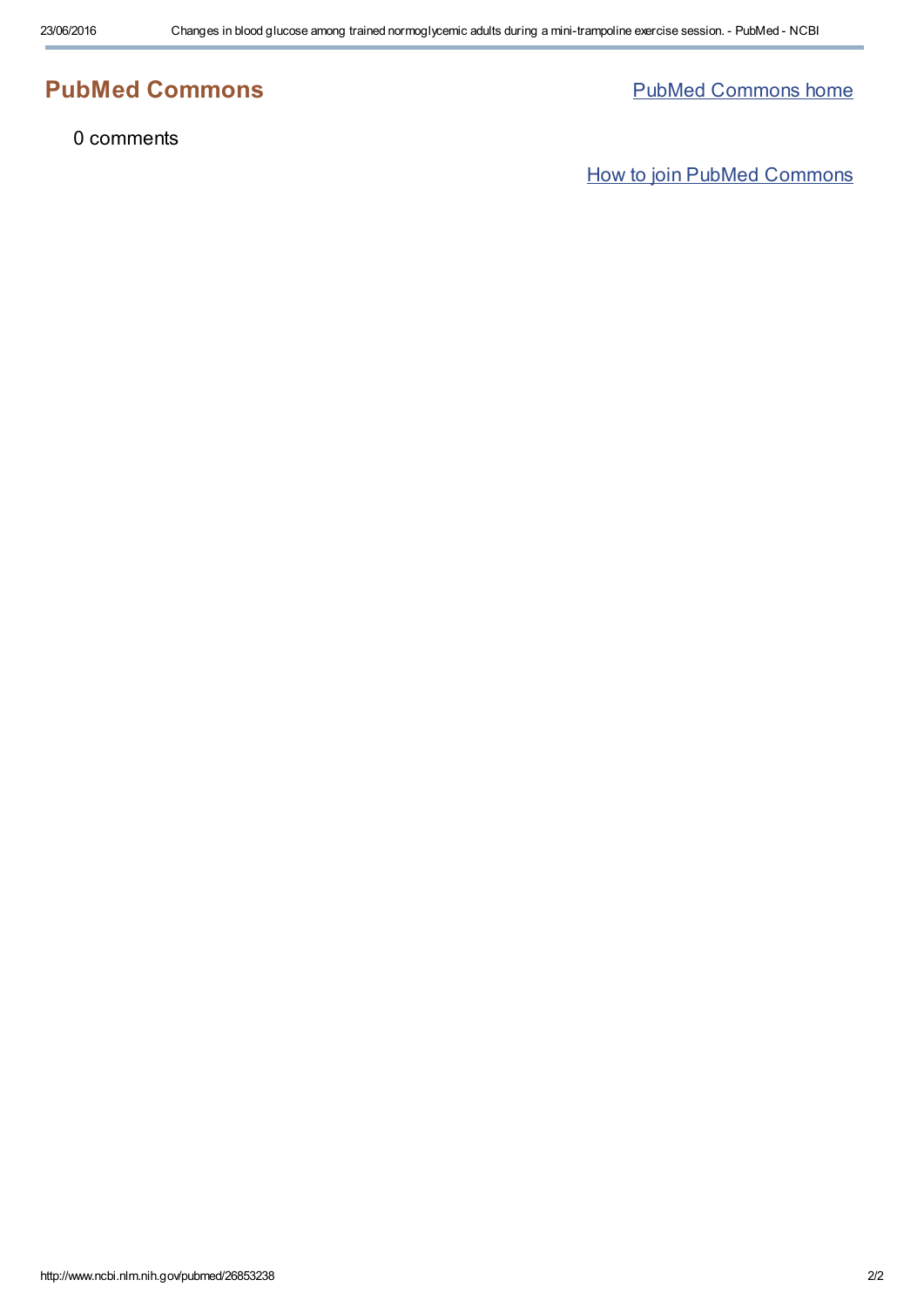## PubMed Commons

[PubMed Commons home](#)

0 comments

[How to join PubMed Commons](#)